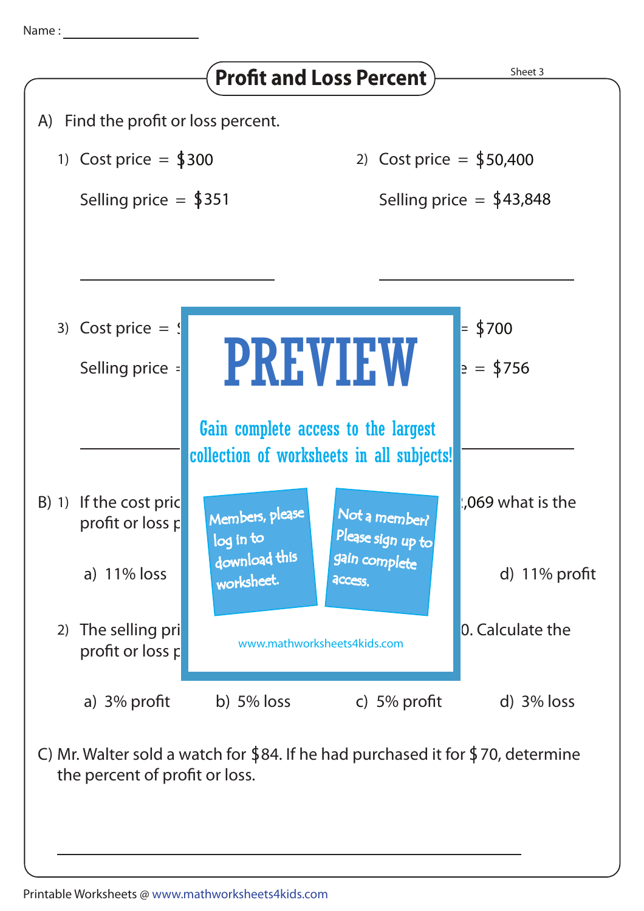Name : ____________

# Profit and Loss Percent

Sheet 3

A) Find the profit or loss percent.

1) Cost price = $300

   Selling price = $351

   ____________

2) Cost price = $50,400

   Selling price = $43,848

   ____________

3) Cost price = $

   Selling price =

   ____________

= $700

e = $756

____________

PREVIEW

Gain complete access to the largest collection of worksheets in all subjects!

Members, please log in to download this worksheet.

Not a member? Please sign up to gain complete access.

www.mathworksheets4kids.com

B) 1) If the cost pric ... ,069 what is the profit or loss p

   a) 11% loss

   d) 11% profit

2) The selling pri ... 0. Calculate the profit or loss p

   a) 3% profit  b) 5% loss  c) 5% profit  d) 3% loss

C) Mr. Walter sold a watch for $84. If he had purchased it for $70, determine the percent of profit or loss.

____________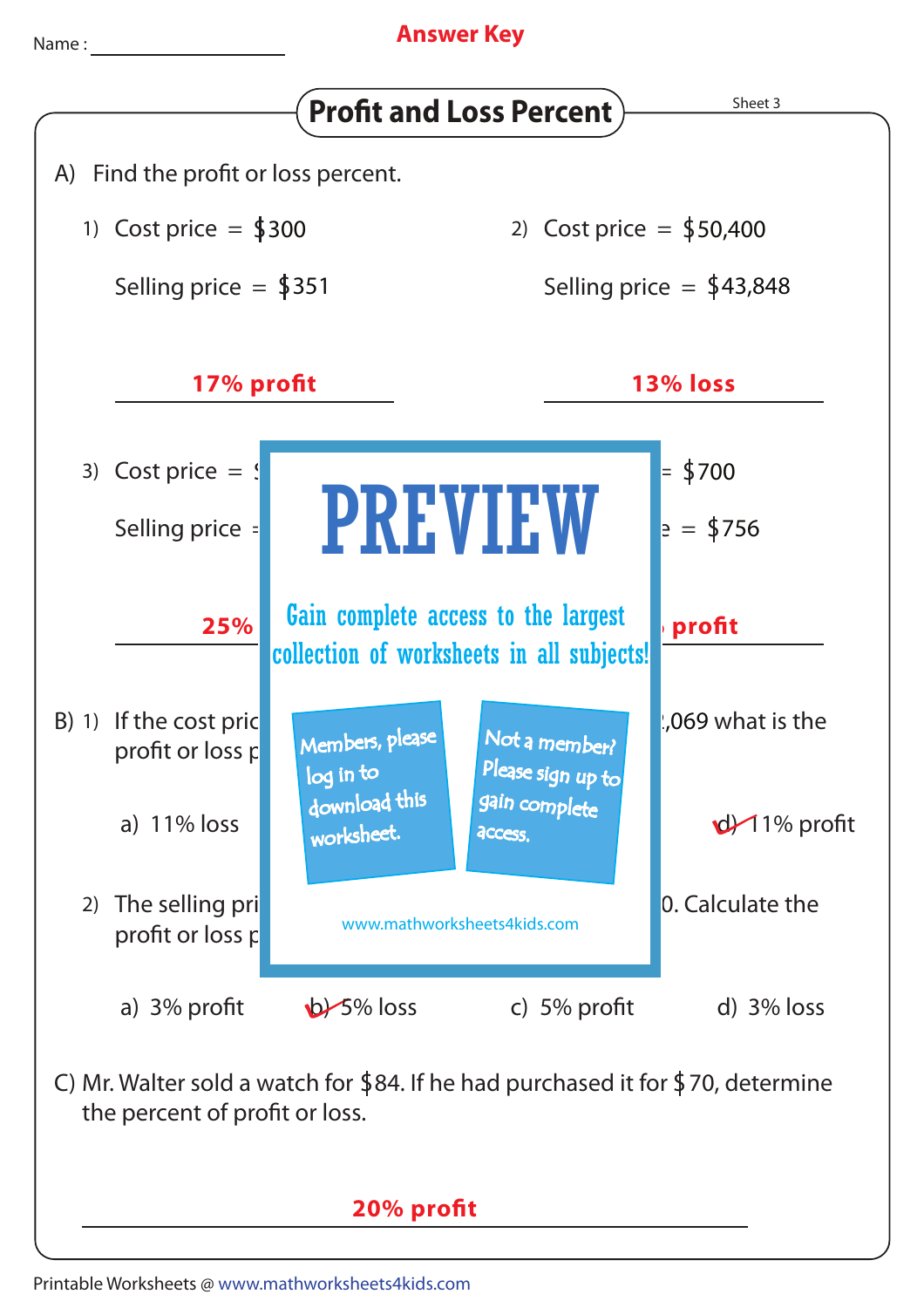Name : ____________

**Answer Key**

# Profit and Loss Percent

Sheet 3

A) Find the profit or loss percent.

1) Cost price = $300

Selling price = $351

**17% profit**

2) Cost price = $50,400

Selling price = $43,848

**13% loss**

3) Cost price = $

Selling price =

**25%**

= $700

e = $756

**profit**

PREVIEW

Gain complete access to the largest collection of worksheets in all subjects!

Members, please log in to download this worksheet.

Not a member? Please sign up to gain complete access.

www.mathworksheets4kids.com

B) 1) If the cost pric ,069 what is the profit or loss p

a) 11% loss

d) 11% profit ✓

2) The selling pri 0. Calculate the profit or loss p

a) 3% profit

b) 5% loss ✓

c) 5% profit

d) 3% loss

C) Mr. Walter sold a watch for $84. If he had purchased it for $70, determine the percent of profit or loss.

**20% profit**